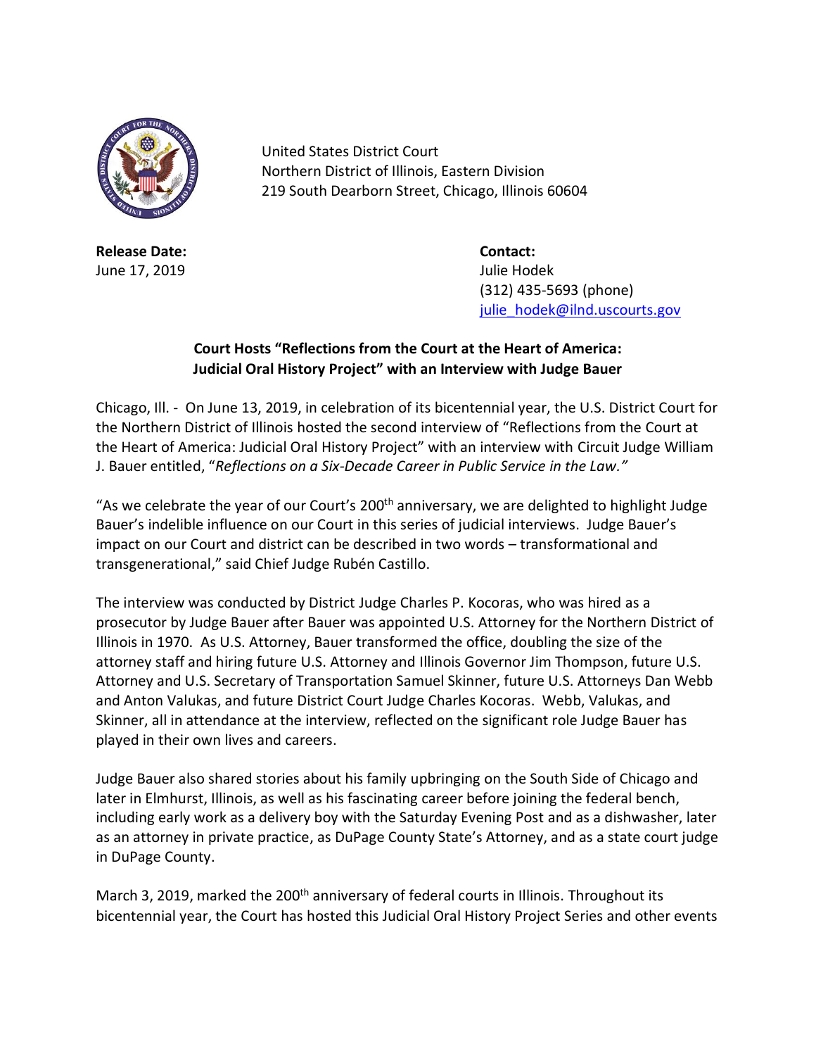United States District Court
Northern District of Illinois, Eastern Division
219 South Dearborn Street, Chicago, Illinois 60604

**Release Date:**
June 17, 2019

**Contact:**
Julie Hodek
(312) 435-5693 (phone)
julie_hodek@ilnd.uscourts.gov

**Court Hosts "Reflections from the Court at the Heart of America: Judicial Oral History Project" with an Interview with Judge Bauer**

Chicago, Ill. - On June 13, 2019, in celebration of its bicentennial year, the U.S. District Court for the Northern District of Illinois hosted the second interview of "Reflections from the Court at the Heart of America: Judicial Oral History Project" with an interview with Circuit Judge William J. Bauer entitled, "*Reflections on a Six-Decade Career in Public Service in the Law."*

"As we celebrate the year of our Court's 200th anniversary, we are delighted to highlight Judge Bauer's indelible influence on our Court in this series of judicial interviews. Judge Bauer's impact on our Court and district can be described in two words – transformational and transgenerational," said Chief Judge Rubén Castillo.

The interview was conducted by District Judge Charles P. Kocoras, who was hired as a prosecutor by Judge Bauer after Bauer was appointed U.S. Attorney for the Northern District of Illinois in 1970. As U.S. Attorney, Bauer transformed the office, doubling the size of the attorney staff and hiring future U.S. Attorney and Illinois Governor Jim Thompson, future U.S. Attorney and U.S. Secretary of Transportation Samuel Skinner, future U.S. Attorneys Dan Webb and Anton Valukas, and future District Court Judge Charles Kocoras. Webb, Valukas, and Skinner, all in attendance at the interview, reflected on the significant role Judge Bauer has played in their own lives and careers.

Judge Bauer also shared stories about his family upbringing on the South Side of Chicago and later in Elmhurst, Illinois, as well as his fascinating career before joining the federal bench, including early work as a delivery boy with the Saturday Evening Post and as a dishwasher, later as an attorney in private practice, as DuPage County State's Attorney, and as a state court judge in DuPage County.

March 3, 2019, marked the 200th anniversary of federal courts in Illinois. Throughout its bicentennial year, the Court has hosted this Judicial Oral History Project Series and other events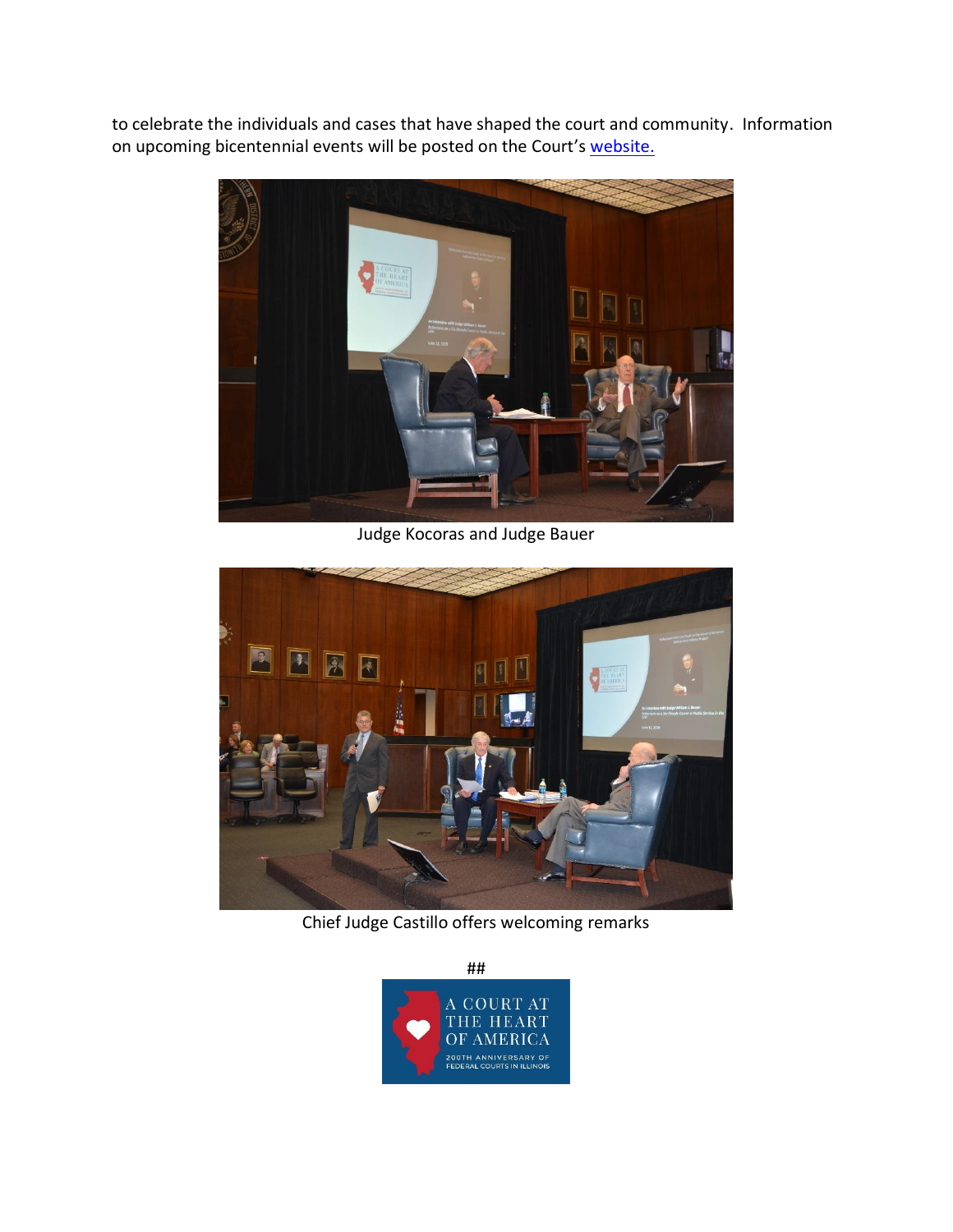to celebrate the individuals and cases that have shaped the court and community. Information on upcoming bicentennial events will be posted on the Court's website.

Judge Kocoras and Judge Bauer

Chief Judge Castillo offers welcoming remarks

##